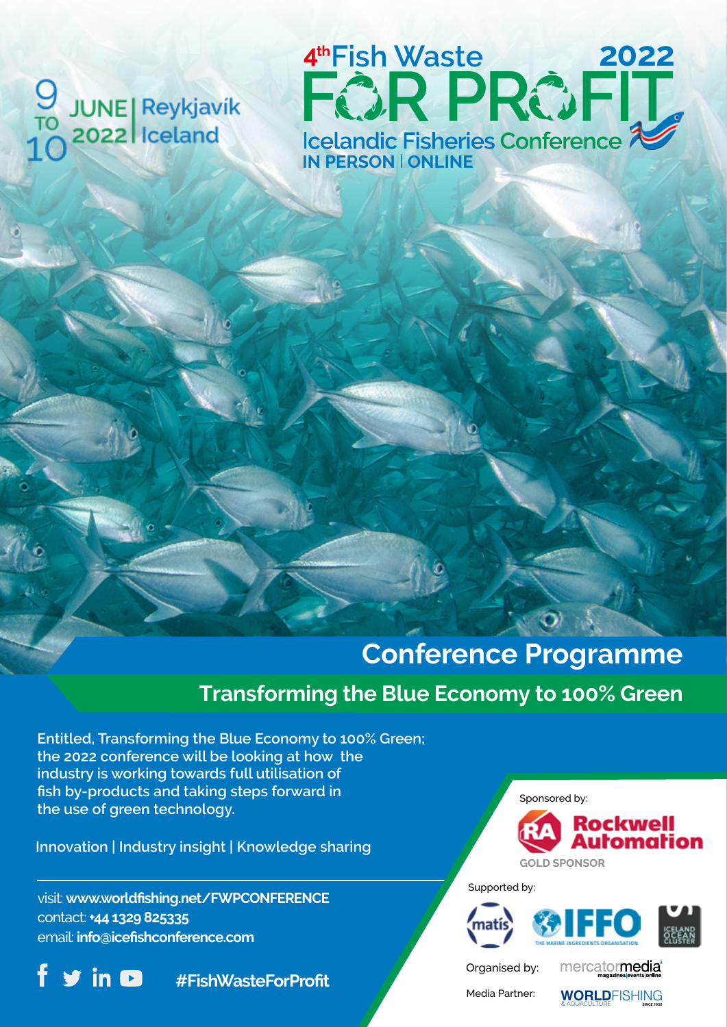9 TO 10 JUNE 2022 | Reykjavík Iceland

# 4th Fish Waste FOR PROFIT 2022

## Icelandic Fisheries Conference

**IN PERSON | ONLINE**

# Conference Programme

## Transforming the Blue Economy to 100% Green

Entitled, Transforming the Blue Economy to 100% Green; the 2022 conference will be looking at how the industry is working towards full utilisation of fish by-products and taking steps forward in the use of green technology.

Innovation | Industry insight | Knowledge sharing

visit: **www.worldfishing.net/FWPCONFERENCE**
contact: **+44 1329 825335**
email: **info@icefishconference.com**

**#FishWasteForProfit**

Sponsored by: Rockwell Automation — GOLD SPONSOR

Supported by: matís, IFFO The Marine Ingredients Organisation, Iceland Ocean Cluster

Organised by: mercatormedia magazines | events | online

Media Partner: WORLDFISHING & AQUACULTURE SINCE 1952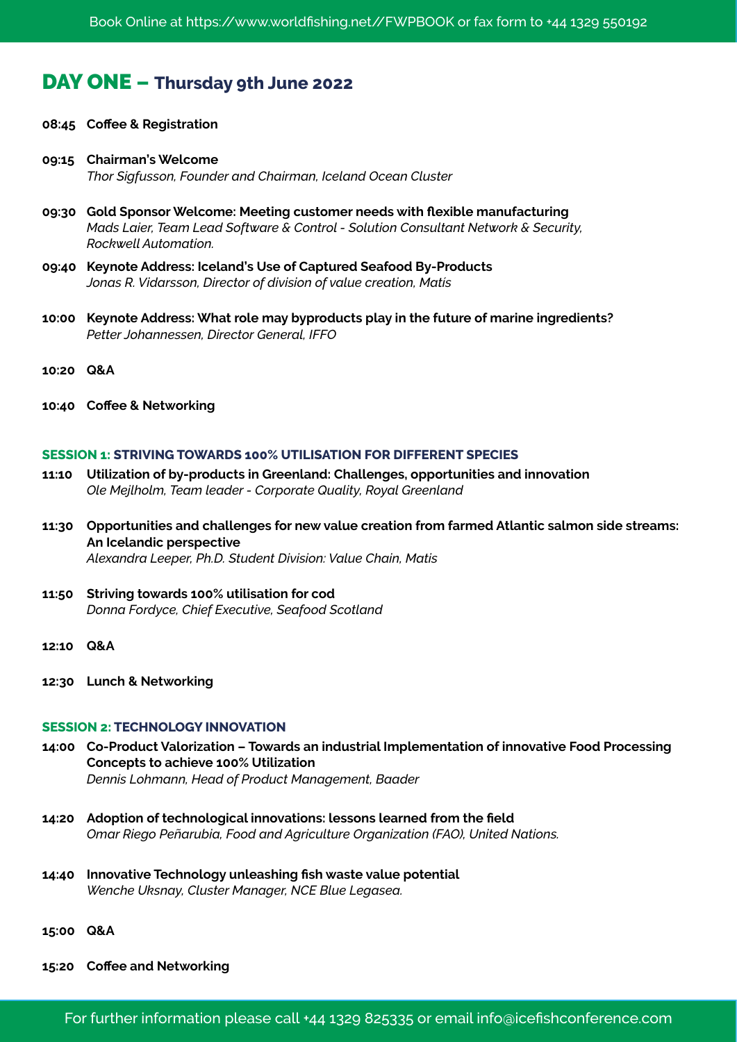## DAY ONE – Thursday 9th June 2022

**08:45 Coffee & Registration**

**09:15 Chairman's Welcome**
*Thor Sigfusson, Founder and Chairman, Iceland Ocean Cluster*

**09:30 Gold Sponsor Welcome: Meeting customer needs with flexible manufacturing**
*Mads Laier, Team Lead Software & Control - Solution Consultant Network & Security, Rockwell Automation.*

**09:40 Keynote Address: Iceland's Use of Captured Seafood By-Products**
*Jonas R. Vidarsson, Director of division of value creation, Matis*

**10:00 Keynote Address: What role may byproducts play in the future of marine ingredients?**
*Petter Johannessen, Director General, IFFO*

**10:20 Q&A**

**10:40 Coffee & Networking**

### SESSION 1: STRIVING TOWARDS 100% UTILISATION FOR DIFFERENT SPECIES

**11:10 Utilization of by-products in Greenland: Challenges, opportunities and innovation**
*Ole Mejlholm, Team leader - Corporate Quality, Royal Greenland*

**11:30 Opportunities and challenges for new value creation from farmed Atlantic salmon side streams: An Icelandic perspective**
*Alexandra Leeper, Ph.D. Student Division: Value Chain, Matis*

**11:50 Striving towards 100% utilisation for cod**
*Donna Fordyce, Chief Executive, Seafood Scotland*

**12:10 Q&A**

**12:30 Lunch & Networking**

### SESSION 2: TECHNOLOGY INNOVATION

**14:00 Co-Product Valorization – Towards an industrial Implementation of innovative Food Processing Concepts to achieve 100% Utilization**
*Dennis Lohmann, Head of Product Management, Baader*

**14:20 Adoption of technological innovations: lessons learned from the field**
*Omar Riego Peñarubia, Food and Agriculture Organization (FAO), United Nations.*

**14:40 Innovative Technology unleashing fish waste value potential**
*Wenche Uksnay, Cluster Manager, NCE Blue Legasea.*

**15:00 Q&A**

**15:20 Coffee and Networking**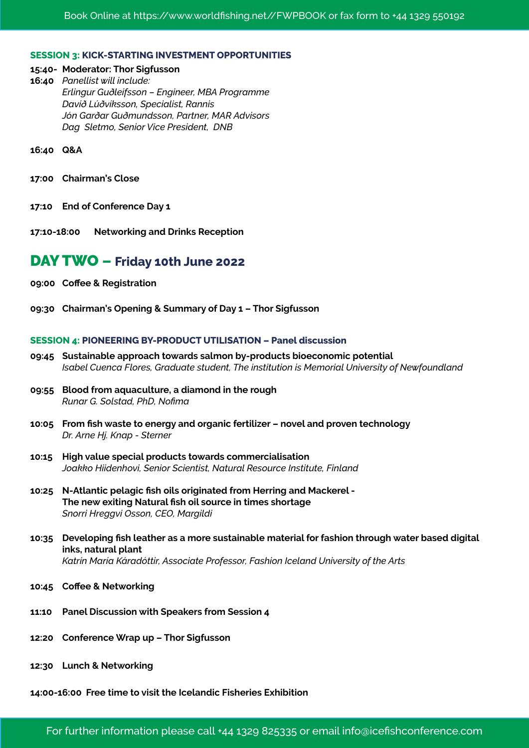**SESSION 3: KICK-STARTING INVESTMENT OPPORTUNITIES**

**15:40- 16:40** **Moderator: Thor Sigfusson**
*Panellist will include:*
*Erlingur Guðleifsson – Engineer, MBA Programme*
*Davíð Lúðvíksson, Specialist, Rannis*
*Jón Garðar Guðmundsson, Partner, MAR Advisors*
*Dag Sletmo, Senior Vice President, DNB*

**16:40** **Q&A**

**17:00** **Chairman's Close**

**17:10** **End of Conference Day 1**

**17:10-18:00** **Networking and Drinks Reception**

## DAY TWO – Friday 10th June 2022

**09:00** **Coffee & Registration**

**09:30** **Chairman's Opening & Summary of Day 1 – Thor Sigfusson**

**SESSION 4: PIONEERING BY-PRODUCT UTILISATION – Panel discussion**

**09:45** **Sustainable approach towards salmon by-products bioeconomic potential**
*Isabel Cuenca Flores, Graduate student, The institution is Memorial University of Newfoundland*

**09:55** **Blood from aquaculture, a diamond in the rough**
*Runar G. Solstad, PhD, Nofima*

**10:05** **From fish waste to energy and organic fertilizer – novel and proven technology**
*Dr. Arne Hj. Knap - Sterner*

**10:15** **High value special products towards commercialisation**
*Joakko Hiidenhovi, Senior Scientist, Natural Resource Institute, Finland*

**10:25** **N-Atlantic pelagic fish oils originated from Herring and Mackerel - The new exiting Natural fish oil source in times shortage**
*Snorri Hreggvi Osson, CEO, Margildi*

**10:35** **Developing fish leather as a more sustainable material for fashion through water based digital inks, natural plant**
*Katrin María Káradóttir, Associate Professor, Fashion Iceland University of the Arts*

**10:45** **Coffee & Networking**

**11:10** **Panel Discussion with Speakers from Session 4**

**12:20** **Conference Wrap up – Thor Sigfusson**

**12:30** **Lunch & Networking**

**14:00-16:00** **Free time to visit the Icelandic Fisheries Exhibition**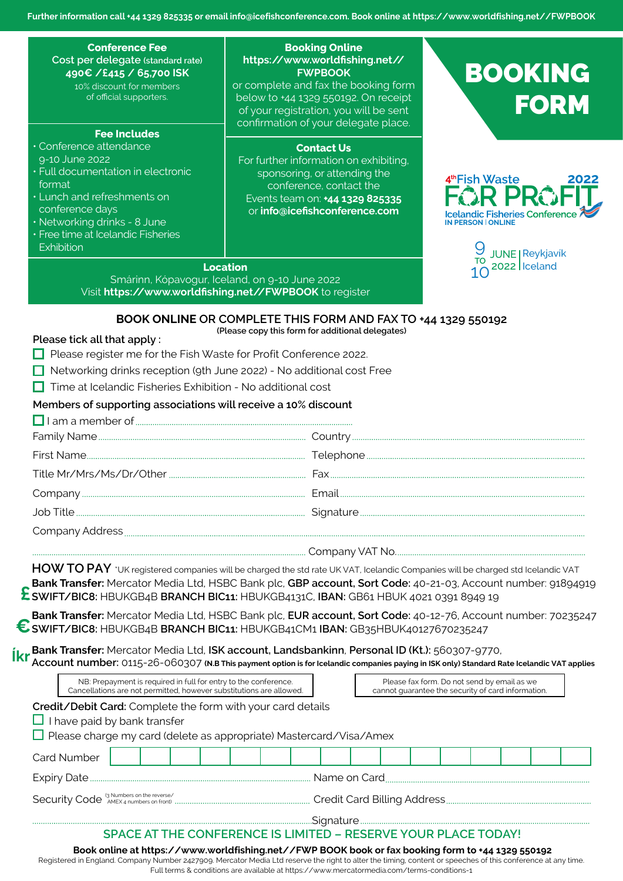Further information call +44 1329 825335 or email info@icefishconference.com. Book online at https://www.worldfishing.net//FWPBOOK

**Conference Fee**
Cost per delegate (standard rate)
**490€ /£415 / 65,700 ISK**
10% discount for members of official supporters.

**Fee Includes**
- Conference attendance 9-10 June 2022
- Full documentation in electronic format
- Lunch and refreshments on conference days
- Networking drinks - 8 June
- Free time at Icelandic Fisheries Exhibition

**Booking Online**
**https://www.worldfishing.net//FWPBOOK**
or complete and fax the booking form below to +44 1329 550192. On receipt of your registration, you will be sent confirmation of your delegate place.

**Contact Us**
For further information on exhibiting, sponsoring, or attending the conference, contact the Events team on: **+44 1329 825335** or **info@icefishconference.com**

# BOOKING FORM

4th Fish Waste FOR PROFIT 2022
Icelandic Fisheries Conference
IN PERSON | ONLINE

9 TO 10 JUNE 2022 | Reykjavík Iceland

**Location**
Smárinn, Kópavogur, Iceland, on 9-10 June 2022
Visit **https://www.worldfishing.net//FWPBOOK** to register

**BOOK ONLINE** OR COMPLETE THIS FORM AND FAX TO **+44 1329 550192**
**(Please copy this form for additional delegates)**

Please tick all that apply :

- ☐ Please register me for the Fish Waste for Profit Conference 2022.
- ☐ Networking drinks reception (9th June 2022) - No additional cost Free
- ☐ Time at Icelandic Fisheries Exhibition - No additional cost

**Members of supporting associations will receive a 10% discount**

☐ I am a member of ..................................

Family Name .................................. Country ..................................

First Name .................................. Telephone ..................................

Title Mr/Mrs/Ms/Dr/Other .................................. Fax ..................................

Company .................................. Email ..................................

Job Title .................................. Signature ..................................

Company Address ..................................

.................................. Company VAT No. ..................................

## HOW TO PAY
*UK registered companies will be charged the std rate UK VAT, Icelandic Companies will be charged std Icelandic VAT

£ **Bank Transfer:** Mercator Media Ltd, HSBC Bank plc, **GBP account, Sort Code:** 40-21-03, Account number: 91894919 **SWIFT/BIC8:** HBUKGB4B **BRANCH BIC11:** HBUKGB4131C, **IBAN:** GB61 HBUK 4021 0391 8949 19

€ **Bank Transfer:** Mercator Media Ltd, HSBC Bank plc, **EUR account, Sort Code:** 40-12-76, Account number: 70235247 **SWIFT/BIC8:** HBUKGB4B **BRANCH BIC11:** HBUKGB41CM1 **IBAN:** GB35HBUK40127670235247

Íkr **Bank Transfer:** Mercator Media Ltd, **ISK account, Landsbankinn**, **Personal ID (Kt.):** 560307-9770, **Account number:** 0115-26-060307 **(N.B This payment option is for Icelandic companies paying in ISK only) Standard Rate Icelandic VAT applies**

NB: Prepayment is required in full for entry to the conference. Cancellations are not permitted, however substitutions are allowed.

Please fax form. Do not send by email as we cannot guarantee the security of card information.

**Credit/Debit Card:** Complete the form with your card details

- ☐ I have paid by bank transfer
- ☐ Please charge my card (delete as appropriate) Mastercard/Visa/Amex

Card Number | | | | | | | | | | | | | | | | |

Expiry Date .................................. Name on Card ..................................

Security Code (3 Numbers on the reverse/ AMEX 4 numbers on front) .................................. Credit Card Billing Address ..................................

.................................. Signature ..................................

**SPACE AT THE CONFERENCE IS LIMITED – RESERVE YOUR PLACE TODAY!**

**Book online at https://www.worldfishing.net//FWP BOOK book or fax booking form to +44 1329 550192**

Registered in England. Company Number 2427909. Mercator Media Ltd reserve the right to alter the timing, content or speeches of this conference at any time. Full terms & conditions are available at https://www.mercatormedia.com/terms-conditions-1